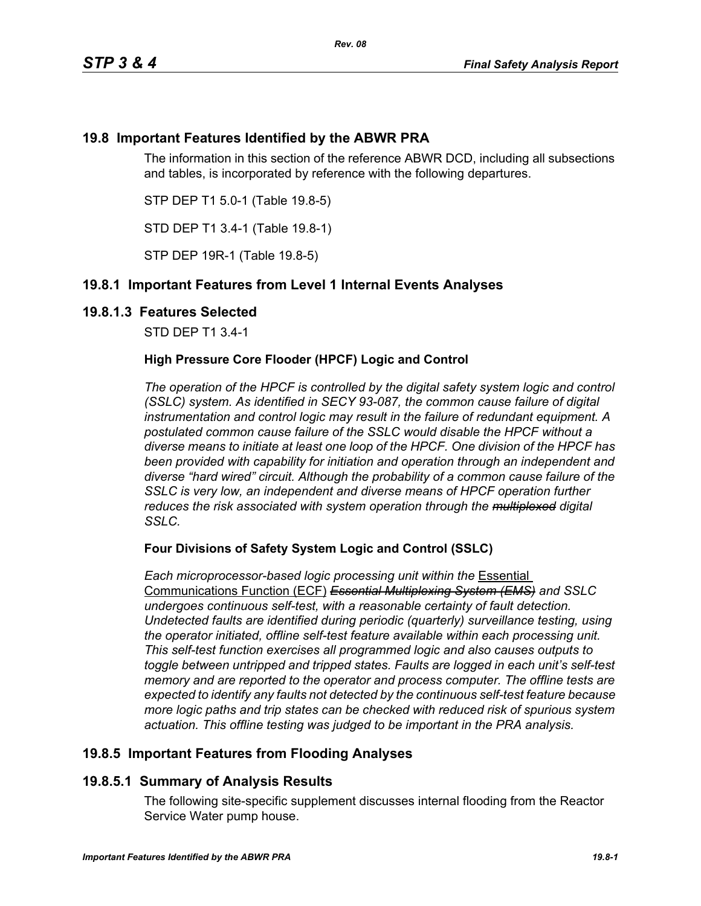## 19.8 Important Features Identified by the ABWR PRA

The information in this section of the reference ABWR DCD, including all subsections and tables, is incorporated by reference with the following departures.

STP DEP T1 5.0-1 (Table 19.8-5)

STD DEP T1 3.4-1 (Table 19.8-1)

STP DEP 19R-1 (Table 19.8-5)

## 19.8.1 Important Features from Level 1 Internal Events Analyses

### 19.8.1.3 Features Selected

STD DEP T1 3.4-1

**High Pressure Core Flooder (HPCF) Logic and Control**

*The operation of the HPCF is controlled by the digital safety system logic and control (SSLC) system. As identified in SECY 93-087, the common cause failure of digital instrumentation and control logic may result in the failure of redundant equipment. A postulated common cause failure of the SSLC would disable the HPCF without a diverse means to initiate at least one loop of the HPCF. One division of the HPCF has been provided with capability for initiation and operation through an independent and diverse "hard wired" circuit. Although the probability of a common cause failure of the SSLC is very low, an independent and diverse means of HPCF operation further reduces the risk associated with system operation through the ~~multiplexed~~ digital SSLC.*

**Four Divisions of Safety System Logic and Control (SSLC)**

*Each microprocessor-based logic processing unit within the* <u>Essential Communications Function (ECF)</u> ~~*Essential Multiplexing System (EMS)*~~ *and SSLC undergoes continuous self-test, with a reasonable certainty of fault detection. Undetected faults are identified during periodic (quarterly) surveillance testing, using the operator initiated, offline self-test feature available within each processing unit. This self-test function exercises all programmed logic and also causes outputs to toggle between untripped and tripped states. Faults are logged in each unit's self-test memory and are reported to the operator and process computer. The offline tests are expected to identify any faults not detected by the continuous self-test feature because more logic paths and trip states can be checked with reduced risk of spurious system actuation. This offline testing was judged to be important in the PRA analysis.*

## 19.8.5 Important Features from Flooding Analyses

### 19.8.5.1 Summary of Analysis Results

The following site-specific supplement discusses internal flooding from the Reactor Service Water pump house.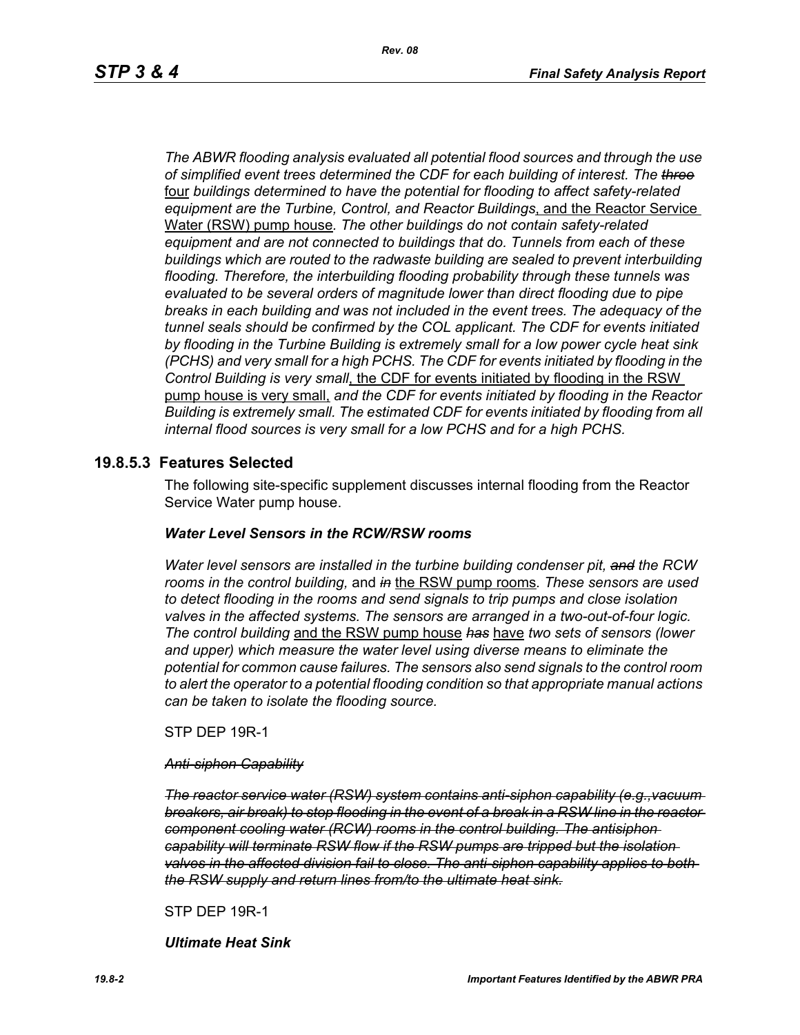*The ABWR flooding analysis evaluated all potential flood sources and through the use of simplified event trees determined the CDF for each building of interest. The ~~three~~* four *buildings determined to have the potential for flooding to affect safety-related equipment are the Turbine, Control, and Reactor Buildings*, and the Reactor Service Water (RSW) pump house*. The other buildings do not contain safety-related equipment and are not connected to buildings that do. Tunnels from each of these buildings which are routed to the radwaste building are sealed to prevent interbuilding flooding. Therefore, the interbuilding flooding probability through these tunnels was evaluated to be several orders of magnitude lower than direct flooding due to pipe breaks in each building and was not included in the event trees. The adequacy of the tunnel seals should be confirmed by the COL applicant. The CDF for events initiated by flooding in the Turbine Building is extremely small for a low power cycle heat sink (PCHS) and very small for a high PCHS. The CDF for events initiated by flooding in the Control Building is very small*, the CDF for events initiated by flooding in the RSW pump house is very small, *and the CDF for events initiated by flooding in the Reactor Building is extremely small. The estimated CDF for events initiated by flooding from all internal flood sources is very small for a low PCHS and for a high PCHS.*

## 19.8.5.3 Features Selected

The following site-specific supplement discusses internal flooding from the Reactor Service Water pump house.

***Water Level Sensors in the RCW/RSW rooms***

*Water level sensors are installed in the turbine building condenser pit, ~~and~~ the RCW rooms in the control building,* and *~~in~~* the RSW pump rooms*. These sensors are used to detect flooding in the rooms and send signals to trip pumps and close isolation valves in the affected systems. The sensors are arranged in a two-out-of-four logic. The control building* and the RSW pump house *~~has~~* have *two sets of sensors (lower and upper) which measure the water level using diverse means to eliminate the potential for common cause failures. The sensors also send signals to the control room to alert the operator to a potential flooding condition so that appropriate manual actions can be taken to isolate the flooding source.*

STP DEP 19R-1

*~~Anti-siphon Capability~~*

*~~The reactor service water (RSW) system contains anti-siphon capability (e.g.,vacuum breakers, air break) to stop flooding in the event of a break in a RSW line in the reactor component cooling water (RCW) rooms in the control building. The antisiphon capability will terminate RSW flow if the RSW pumps are tripped but the isolation valves in the affected division fail to close. The anti-siphon capability applies to both the RSW supply and return lines from/to the ultimate heat sink.~~*

STP DEP 19R-1

***Ultimate Heat Sink***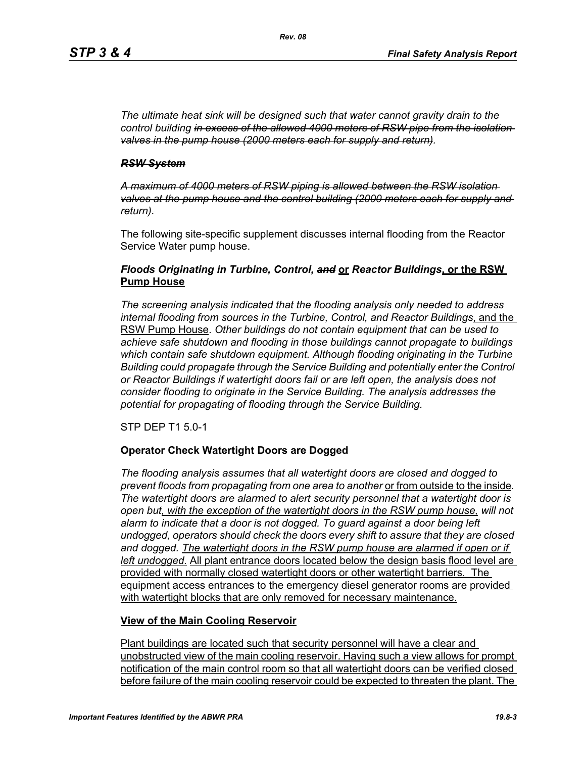*The ultimate heat sink will be designed such that water cannot gravity drain to the control building ~~in excess of the allowed 4000 meters of RSW pipe from the isolation valves in the pump house (2000 meters each for supply and return)~~.*

***~~RSW System~~***

*~~A maximum of 4000 meters of RSW piping is allowed between the RSW isolation valves at the pump house and the control building (2000 meters each for supply and return).~~*

The following site-specific supplement discusses internal flooding from the Reactor Service Water pump house.

### *Floods Originating in Turbine, Control, ~~and~~* <u>or</u> *Reactor Buildings*<u>, or the RSW Pump House</u>

*The screening analysis indicated that the flooding analysis only needed to address internal flooding from sources in the Turbine, Control, and Reactor Buildings*<u>, and the RSW Pump House</u>*. Other buildings do not contain equipment that can be used to achieve safe shutdown and flooding in those buildings cannot propagate to buildings which contain safe shutdown equipment. Although flooding originating in the Turbine Building could propagate through the Service Building and potentially enter the Control or Reactor Buildings if watertight doors fail or are left open, the analysis does not consider flooding to originate in the Service Building. The analysis addresses the potential for propagating of flooding through the Service Building.*

STP DEP T1 5.0-1

### Operator Check Watertight Doors are Dogged

*The flooding analysis assumes that all watertight doors are closed and dogged to prevent floods from propagating from one area to another* <u>or from outside to the inside</u>*. The watertight doors are alarmed to alert security personnel that a watertight door is open but*<u>*, with the exception of the watertight doors in the RSW pump house,*</u> *will not alarm to indicate that a door is not dogged. To guard against a door being left undogged, operators should check the doors every shift to assure that they are closed and dogged.* <u>*The watertight doors in the RSW pump house are alarmed if open or if left undogged.*</u> <u>All plant entrance doors located below the design basis flood level are provided with normally closed watertight doors or other watertight barriers. The equipment access entrances to the emergency diesel generator rooms are provided with watertight blocks that are only removed for necessary maintenance.</u>

### <u>View of the Main Cooling Reservoir</u>

<u>Plant buildings are located such that security personnel will have a clear and unobstructed view of the main cooling reservoir. Having such a view allows for prompt notification of the main control room so that all watertight doors can be verified closed before failure of the main cooling reservoir could be expected to threaten the plant. The</u>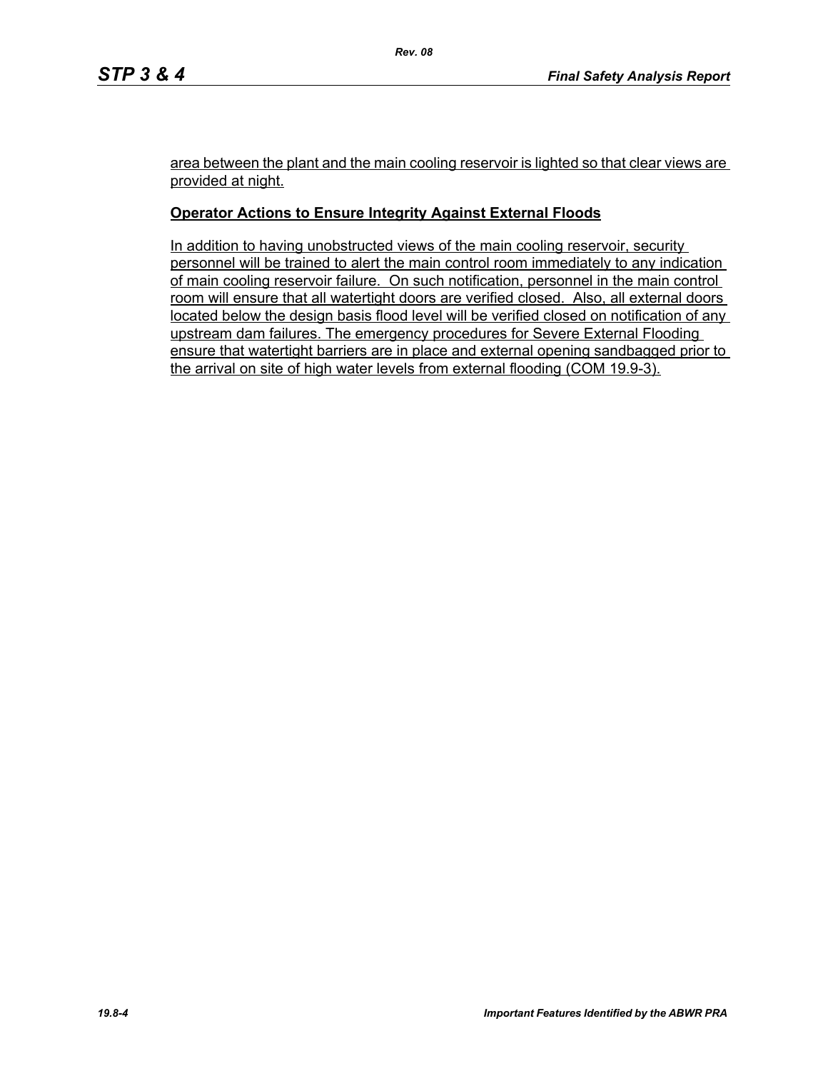area between the plant and the main cooling reservoir is lighted so that clear views are provided at night.

**Operator Actions to Ensure Integrity Against External Floods**

In addition to having unobstructed views of the main cooling reservoir, security personnel will be trained to alert the main control room immediately to any indication of main cooling reservoir failure. On such notification, personnel in the main control room will ensure that all watertight doors are verified closed. Also, all external doors located below the design basis flood level will be verified closed on notification of any upstream dam failures. The emergency procedures for Severe External Flooding ensure that watertight barriers are in place and external opening sandbagged prior to the arrival on site of high water levels from external flooding (COM 19.9-3).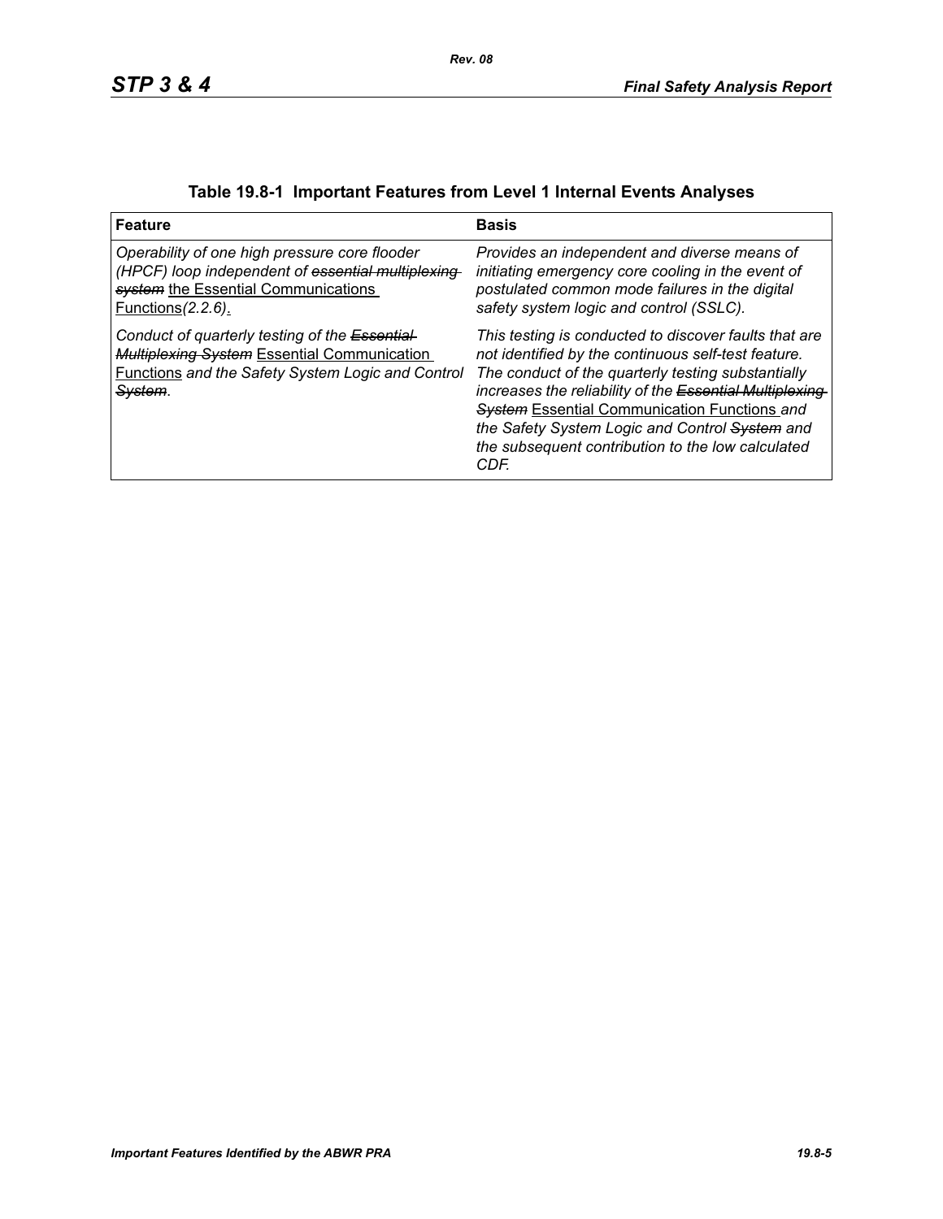**Table 19.8-1 Important Features from Level 1 Internal Events Analyses**

| Feature | Basis |
|---|---|
| *Operability of one high pressure core flooder (HPCF) loop independent of* ~~*essential multiplexing system*~~ <u>the Essential Communications Functions</u>*(2.2.6)*<u>.</u> | *Provides an independent and diverse means of initiating emergency core cooling in the event of postulated common mode failures in the digital safety system logic and control (SSLC).* |
| *Conduct of quarterly testing of the* ~~*Essential Multiplexing System*~~ <u>Essential Communication Functions</u> *and the Safety System Logic and Control* ~~*System*~~. | *This testing is conducted to discover faults that are not identified by the continuous self-test feature. The conduct of the quarterly testing substantially increases the reliability of the* ~~*Essential Multiplexing System*~~ <u>Essential Communication Functions</u> *and the Safety System Logic and Control* ~~*System*~~ *and the subsequent contribution to the low calculated CDF.* |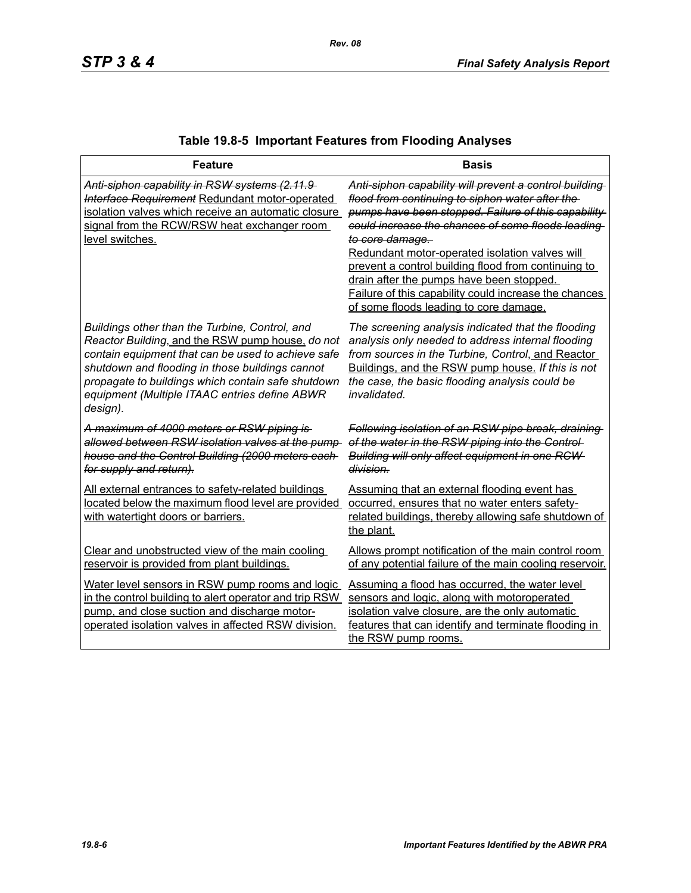**Table 19.8-5 Important Features from Flooding Analyses**

| Feature | Basis |
|---|---|
| ~~*Anti-siphon capability in RSW systems (2.11.9 Interface Requirement*~~ Redundant motor-operated isolation valves which receive an automatic closure signal from the RCW/RSW heat exchanger room level switches. | ~~*Anti-siphon capability will prevent a control building flood from continuing to siphon water after the pumps have been stopped. Failure of this capability could increase the chances of some floods leading to core damage.*~~ Redundant motor-operated isolation valves will prevent a control building flood from continuing to drain after the pumps have been stopped. Failure of this capability could increase the chances of some floods leading to core damage. |
| *Buildings other than the Turbine, Control, and Reactor Building*, and the RSW pump house, *do not contain equipment that can be used to achieve safe shutdown and flooding in those buildings cannot propagate to buildings which contain safe shutdown equipment (Multiple ITAAC entries define ABWR design).* | *The screening analysis indicated that the flooding analysis only needed to address internal flooding from sources in the Turbine, Control*, and Reactor Buildings, and the RSW pump house. *If this is not the case, the basic flooding analysis could be invalidated.* |
| ~~*A maximum of 4000 meters or RSW piping is allowed between RSW isolation valves at the pump house and the Control Building (2000 meters each for supply and return).*~~ | ~~*Following isolation of an RSW pipe break, draining of the water in the RSW piping into the Control Building will only affect equipment in one RCW division.*~~ |
| All external entrances to safety-related buildings located below the maximum flood level are provided with watertight doors or barriers. | Assuming that an external flooding event has occurred, ensures that no water enters safety-related buildings, thereby allowing safe shutdown of the plant. |
| Clear and unobstructed view of the main cooling reservoir is provided from plant buildings. | Allows prompt notification of the main control room of any potential failure of the main cooling reservoir. |
| Water level sensors in RSW pump rooms and logic in the control building to alert operator and trip RSW pump, and close suction and discharge motor-operated isolation valves in affected RSW division. | Assuming a flood has occurred, the water level sensors and logic, along with motoroperated isolation valve closure, are the only automatic features that can identify and terminate flooding in the RSW pump rooms. |